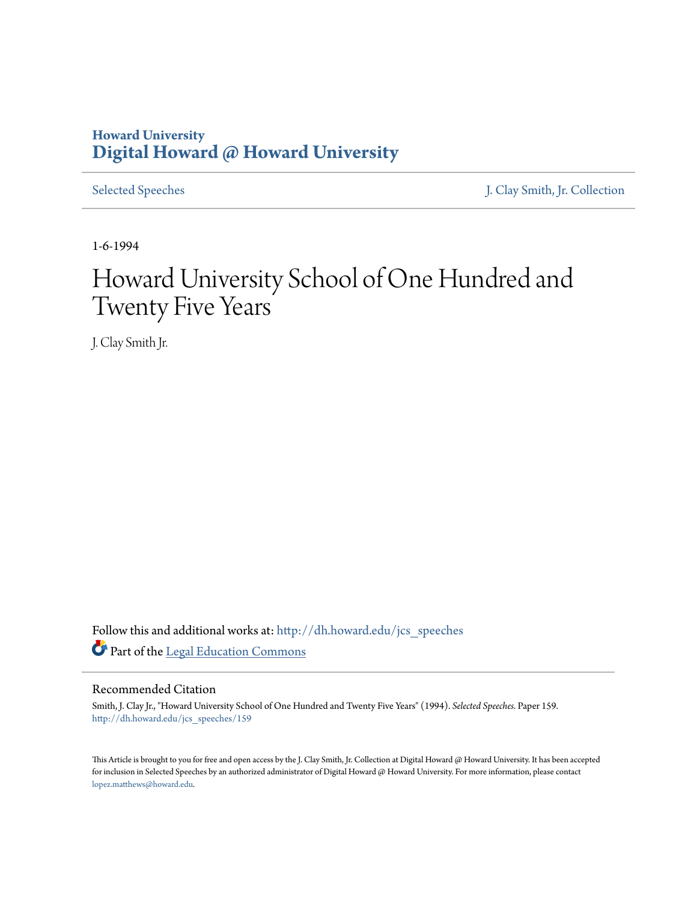Howard University
# Digital Howard @ Howard University

Selected Speeches | J. Clay Smith, Jr. Collection

1-6-1994

# Howard University School of One Hundred and Twenty Five Years

J. Clay Smith Jr.

Follow this and additional works at: http://dh.howard.edu/jcs_speeches

Part of the Legal Education Commons

## Recommended Citation

Smith, J. Clay Jr., "Howard University School of One Hundred and Twenty Five Years" (1994). *Selected Speeches.* Paper 159.
http://dh.howard.edu/jcs_speeches/159

This Article is brought to you for free and open access by the J. Clay Smith, Jr. Collection at Digital Howard @ Howard University. It has been accepted for inclusion in Selected Speeches by an authorized administrator of Digital Howard @ Howard University. For more information, please contact lopez.matthews@howard.edu.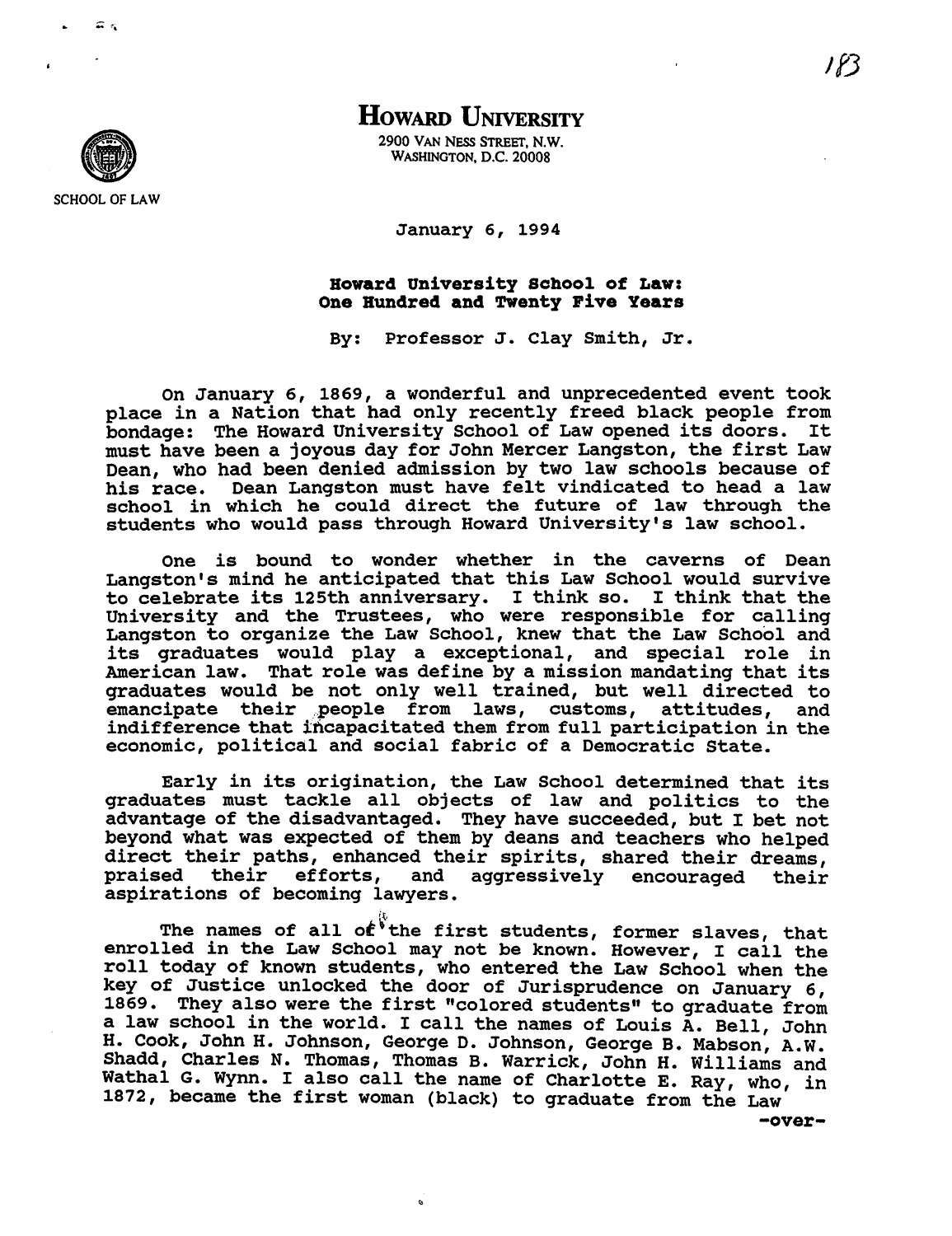# HOWARD UNIVERSITY

2900 VAN NESS STREET, N.W.
WASHINGTON, D.C. 20008

SCHOOL OF LAW

January 6, 1994

**Howard University School of Law: One Hundred and Twenty Five Years**

By: Professor J. Clay Smith, Jr.

On January 6, 1869, a wonderful and unprecedented event took place in a Nation that had only recently freed black people from bondage: The Howard University School of Law opened its doors. It must have been a joyous day for John Mercer Langston, the first Law Dean, who had been denied admission by two law schools because of his race. Dean Langston must have felt vindicated to head a law school in which he could direct the future of law through the students who would pass through Howard University's law school.

One is bound to wonder whether in the caverns of Dean Langston's mind he anticipated that this Law School would survive to celebrate its 125th anniversary. I think so. I think that the University and the Trustees, who were responsible for calling Langston to organize the Law School, knew that the Law School and its graduates would play a exceptional, and special role in American law. That role was define by a mission mandating that its graduates would be not only well trained, but well directed to emancipate their people from laws, customs, attitudes, and indifference that incapacitated them from full participation in the economic, political and social fabric of a Democratic State.

Early in its origination, the Law School determined that its graduates must tackle all objects of law and politics to the advantage of the disadvantaged. They have succeeded, but I bet not beyond what was expected of them by deans and teachers who helped direct their paths, enhanced their spirits, shared their dreams, praised their efforts, and aggressively encouraged their aspirations of becoming lawyers.

The names of all of the first students, former slaves, that enrolled in the Law School may not be known. However, I call the roll today of known students, who entered the Law School when the key of Justice unlocked the door of Jurisprudence on January 6, 1869. They also were the first "colored students" to graduate from a law school in the world. I call the names of Louis A. Bell, John H. Cook, John H. Johnson, George D. Johnson, George B. Mabson, A.W. Shadd, Charles N. Thomas, Thomas B. Warrick, John H. Williams and Wathal G. Wynn. I also call the name of Charlotte E. Ray, who, in 1872, became the first woman (black) to graduate from the Law

-over-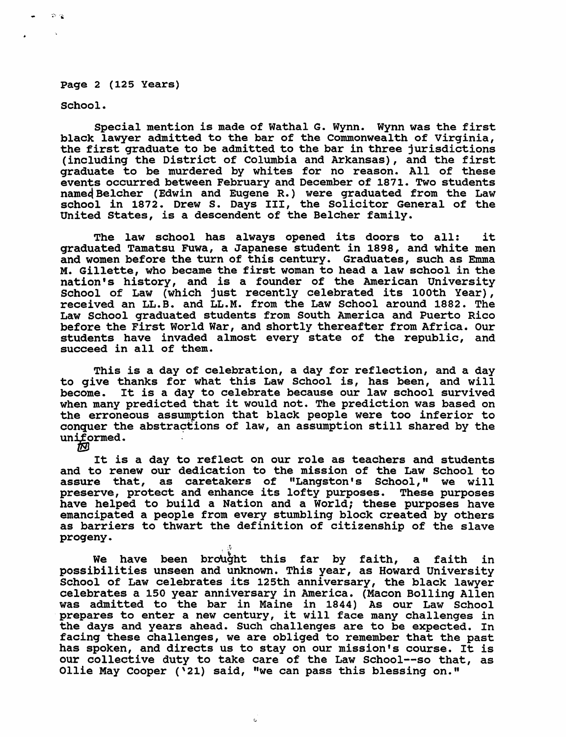School.

Special mention is made of Wathal G. Wynn. Wynn was the first black lawyer admitted to the bar of the Commonwealth of Virginia, the first graduate to be admitted to the bar in three jurisdictions (including the District of Columbia and Arkansas), and the first graduate to be murdered by whites for no reason. All of these events occurred between February and December of 1871. Two students named Belcher (Edwin and Eugene R.) were graduated from the Law school in 1872. Drew S. Days III, the Solicitor General of the United States, is a descendent of the Belcher family.

The law school has always opened its doors to all: it graduated Tamatsu Fuwa, a Japanese student in 1898, and white men and women before the turn of this century. Graduates, such as Emma M. Gillette, who became the first woman to head a law school in the nation's history, and is a founder of the American University School of Law (which just recently celebrated its 100th Year), received an LL.B. and LL.M. from the Law School around 1882. The Law School graduated students from South America and Puerto Rico before the First World War, and shortly thereafter from Africa. Our students have invaded almost every state of the republic, and succeed in all of them.

This is a day of celebration, a day for reflection, and a day to give thanks for what this Law School is, has been, and will become. It is a day to celebrate because our law school survived when many predicted that it would not. The prediction was based on the erroneous assumption that black people were too inferior to conquer the abstractions of law, an assumption still shared by the uniformed.

It is a day to reflect on our role as teachers and students and to renew our dedication to the mission of the Law School to assure that, as caretakers of "Langston's School," we will preserve, protect and enhance its lofty purposes. These purposes have helped to build a Nation and a World; these purposes have emancipated a people from every stumbling block created by others as barriers to thwart the definition of citizenship of the slave progeny.

We have been brought this far by faith, a faith in possibilities unseen and unknown. This year, as Howard University School of Law celebrates its 125th anniversary, the black lawyer celebrates a 150 year anniversary in America. (Macon Bolling Allen was admitted to the bar in Maine in 1844) As our Law School prepares to enter a new century, it will face many challenges in the days and years ahead. Such challenges are to be expected. In facing these challenges, we are obliged to remember that the past has spoken, and directs us to stay on our mission's course. It is our collective duty to take care of the Law School--so that, as Ollie May Cooper ('21) said, "we can pass this blessing on."